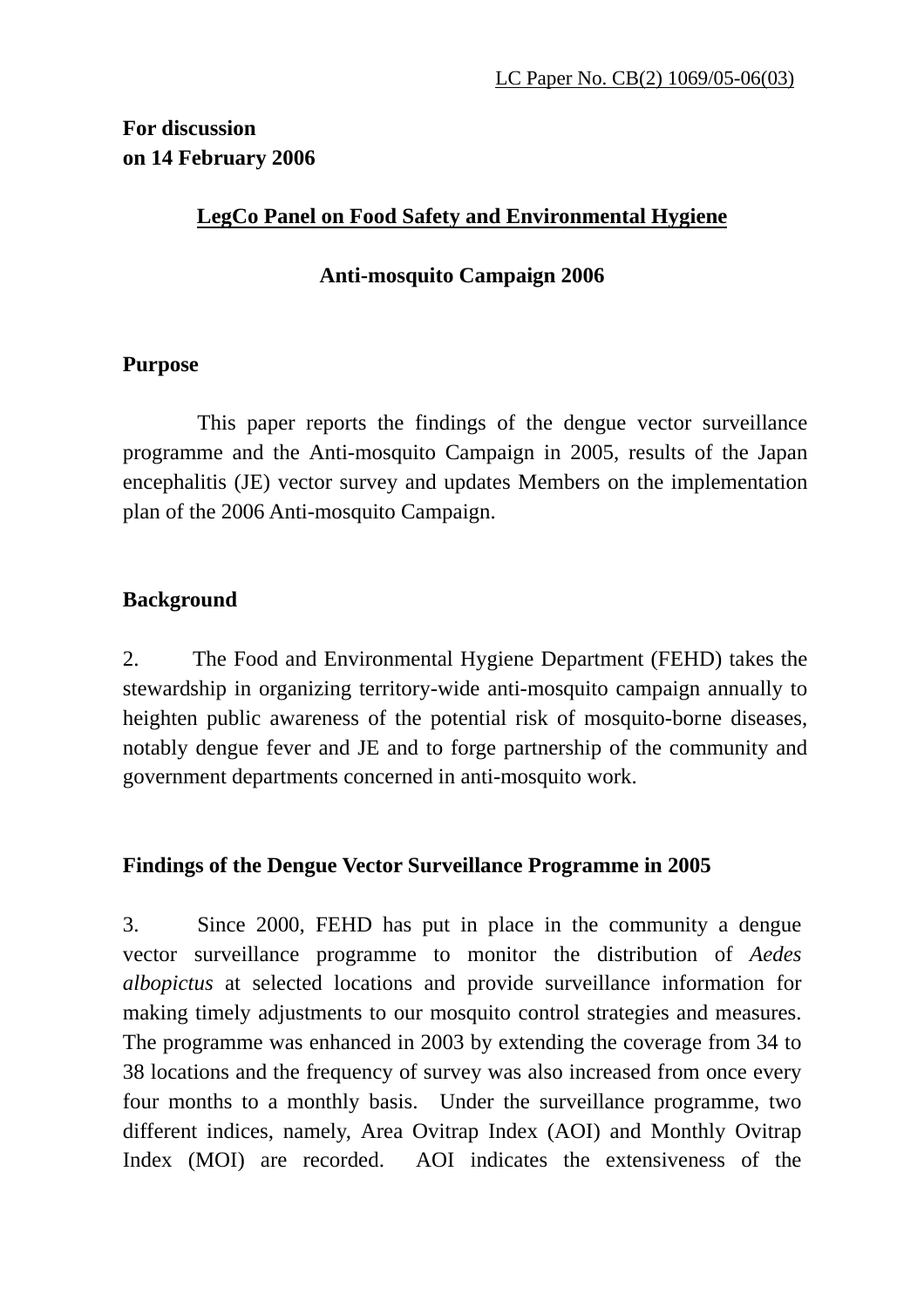LC Paper No. CB(2) 1069/05-06(03)

**For discussion**
**on 14 February 2006**

## LegCo Panel on Food Safety and Environmental Hygiene

## Anti-mosquito Campaign 2006

### Purpose

This paper reports the findings of the dengue vector surveillance programme and the Anti-mosquito Campaign in 2005, results of the Japan encephalitis (JE) vector survey and updates Members on the implementation plan of the 2006 Anti-mosquito Campaign.

### Background

2. The Food and Environmental Hygiene Department (FEHD) takes the stewardship in organizing territory-wide anti-mosquito campaign annually to heighten public awareness of the potential risk of mosquito-borne diseases, notably dengue fever and JE and to forge partnership of the community and government departments concerned in anti-mosquito work.

### Findings of the Dengue Vector Surveillance Programme in 2005

3. Since 2000, FEHD has put in place in the community a dengue vector surveillance programme to monitor the distribution of *Aedes albopictus* at selected locations and provide surveillance information for making timely adjustments to our mosquito control strategies and measures. The programme was enhanced in 2003 by extending the coverage from 34 to 38 locations and the frequency of survey was also increased from once every four months to a monthly basis. Under the surveillance programme, two different indices, namely, Area Ovitrap Index (AOI) and Monthly Ovitrap Index (MOI) are recorded. AOI indicates the extensiveness of the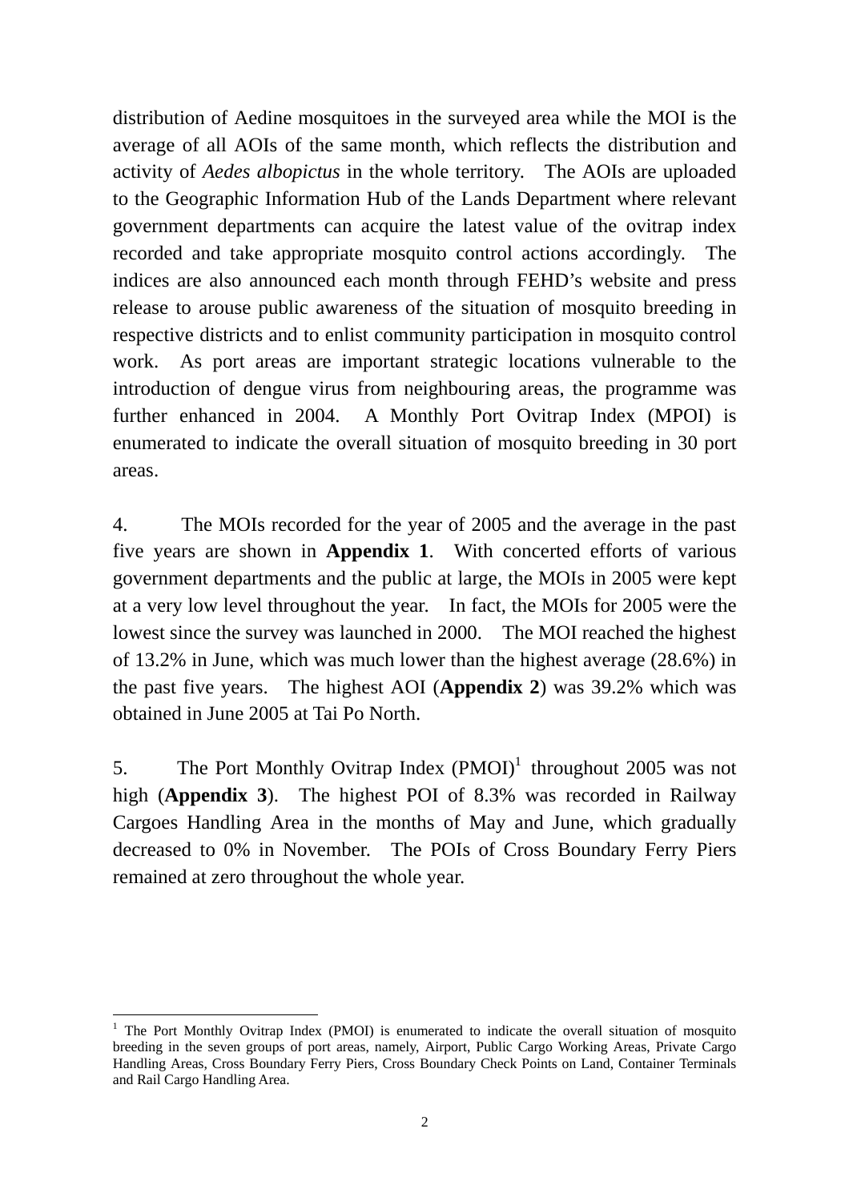distribution of Aedine mosquitoes in the surveyed area while the MOI is the average of all AOIs of the same month, which reflects the distribution and activity of *Aedes albopictus* in the whole territory. The AOIs are uploaded to the Geographic Information Hub of the Lands Department where relevant government departments can acquire the latest value of the ovitrap index recorded and take appropriate mosquito control actions accordingly. The indices are also announced each month through FEHD's website and press release to arouse public awareness of the situation of mosquito breeding in respective districts and to enlist community participation in mosquito control work. As port areas are important strategic locations vulnerable to the introduction of dengue virus from neighbouring areas, the programme was further enhanced in 2004. A Monthly Port Ovitrap Index (MPOI) is enumerated to indicate the overall situation of mosquito breeding in 30 port areas.

4. The MOIs recorded for the year of 2005 and the average in the past five years are shown in **Appendix 1**. With concerted efforts of various government departments and the public at large, the MOIs in 2005 were kept at a very low level throughout the year. In fact, the MOIs for 2005 were the lowest since the survey was launched in 2000. The MOI reached the highest of 13.2% in June, which was much lower than the highest average (28.6%) in the past five years. The highest AOI (**Appendix 2**) was 39.2% which was obtained in June 2005 at Tai Po North.

5. The Port Monthly Ovitrap Index (PMOI)[1] throughout 2005 was not high (**Appendix 3**). The highest POI of 8.3% was recorded in Railway Cargoes Handling Area in the months of May and June, which gradually decreased to 0% in November. The POIs of Cross Boundary Ferry Piers remained at zero throughout the whole year.

---

[1] The Port Monthly Ovitrap Index (PMOI) is enumerated to indicate the overall situation of mosquito breeding in the seven groups of port areas, namely, Airport, Public Cargo Working Areas, Private Cargo Handling Areas, Cross Boundary Ferry Piers, Cross Boundary Check Points on Land, Container Terminals and Rail Cargo Handling Area.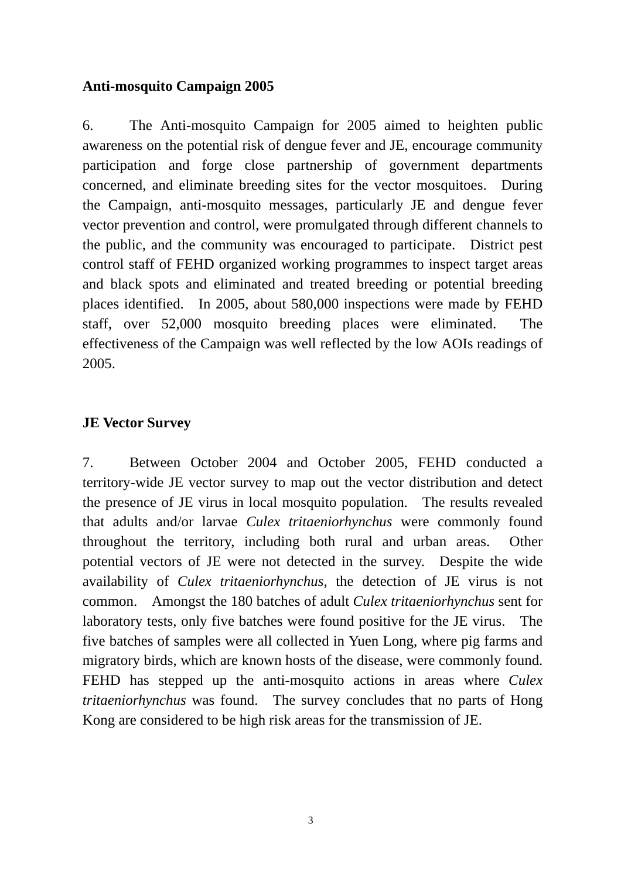**Anti-mosquito Campaign 2005**

6. The Anti-mosquito Campaign for 2005 aimed to heighten public awareness on the potential risk of dengue fever and JE, encourage community participation and forge close partnership of government departments concerned, and eliminate breeding sites for the vector mosquitoes. During the Campaign, anti-mosquito messages, particularly JE and dengue fever vector prevention and control, were promulgated through different channels to the public, and the community was encouraged to participate. District pest control staff of FEHD organized working programmes to inspect target areas and black spots and eliminated and treated breeding or potential breeding places identified. In 2005, about 580,000 inspections were made by FEHD staff, over 52,000 mosquito breeding places were eliminated. The effectiveness of the Campaign was well reflected by the low AOIs readings of 2005.

**JE Vector Survey**

7. Between October 2004 and October 2005, FEHD conducted a territory-wide JE vector survey to map out the vector distribution and detect the presence of JE virus in local mosquito population. The results revealed that adults and/or larvae *Culex tritaeniorhynchus* were commonly found throughout the territory, including both rural and urban areas. Other potential vectors of JE were not detected in the survey. Despite the wide availability of *Culex tritaeniorhynchus*, the detection of JE virus is not common. Amongst the 180 batches of adult *Culex tritaeniorhynchus* sent for laboratory tests, only five batches were found positive for the JE virus. The five batches of samples were all collected in Yuen Long, where pig farms and migratory birds, which are known hosts of the disease, were commonly found. FEHD has stepped up the anti-mosquito actions in areas where *Culex tritaeniorhynchus* was found. The survey concludes that no parts of Hong Kong are considered to be high risk areas for the transmission of JE.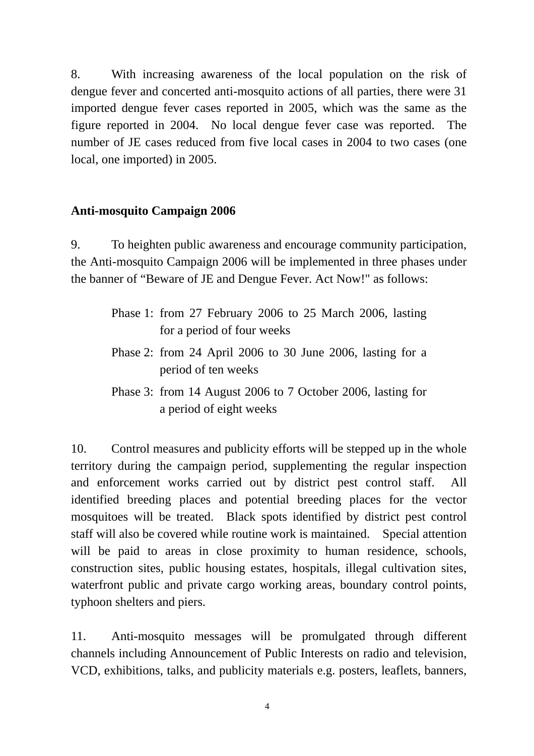8. With increasing awareness of the local population on the risk of dengue fever and concerted anti-mosquito actions of all parties, there were 31 imported dengue fever cases reported in 2005, which was the same as the figure reported in 2004. No local dengue fever case was reported. The number of JE cases reduced from five local cases in 2004 to two cases (one local, one imported) in 2005.

**Anti-mosquito Campaign 2006**

9. To heighten public awareness and encourage community participation, the Anti-mosquito Campaign 2006 will be implemented in three phases under the banner of "Beware of JE and Dengue Fever. Act Now!" as follows:

Phase 1: from 27 February 2006 to 25 March 2006, lasting for a period of four weeks

Phase 2: from 24 April 2006 to 30 June 2006, lasting for a period of ten weeks

Phase 3: from 14 August 2006 to 7 October 2006, lasting for a period of eight weeks

10. Control measures and publicity efforts will be stepped up in the whole territory during the campaign period, supplementing the regular inspection and enforcement works carried out by district pest control staff. All identified breeding places and potential breeding places for the vector mosquitoes will be treated. Black spots identified by district pest control staff will also be covered while routine work is maintained. Special attention will be paid to areas in close proximity to human residence, schools, construction sites, public housing estates, hospitals, illegal cultivation sites, waterfront public and private cargo working areas, boundary control points, typhoon shelters and piers.

11. Anti-mosquito messages will be promulgated through different channels including Announcement of Public Interests on radio and television, VCD, exhibitions, talks, and publicity materials e.g. posters, leaflets, banners,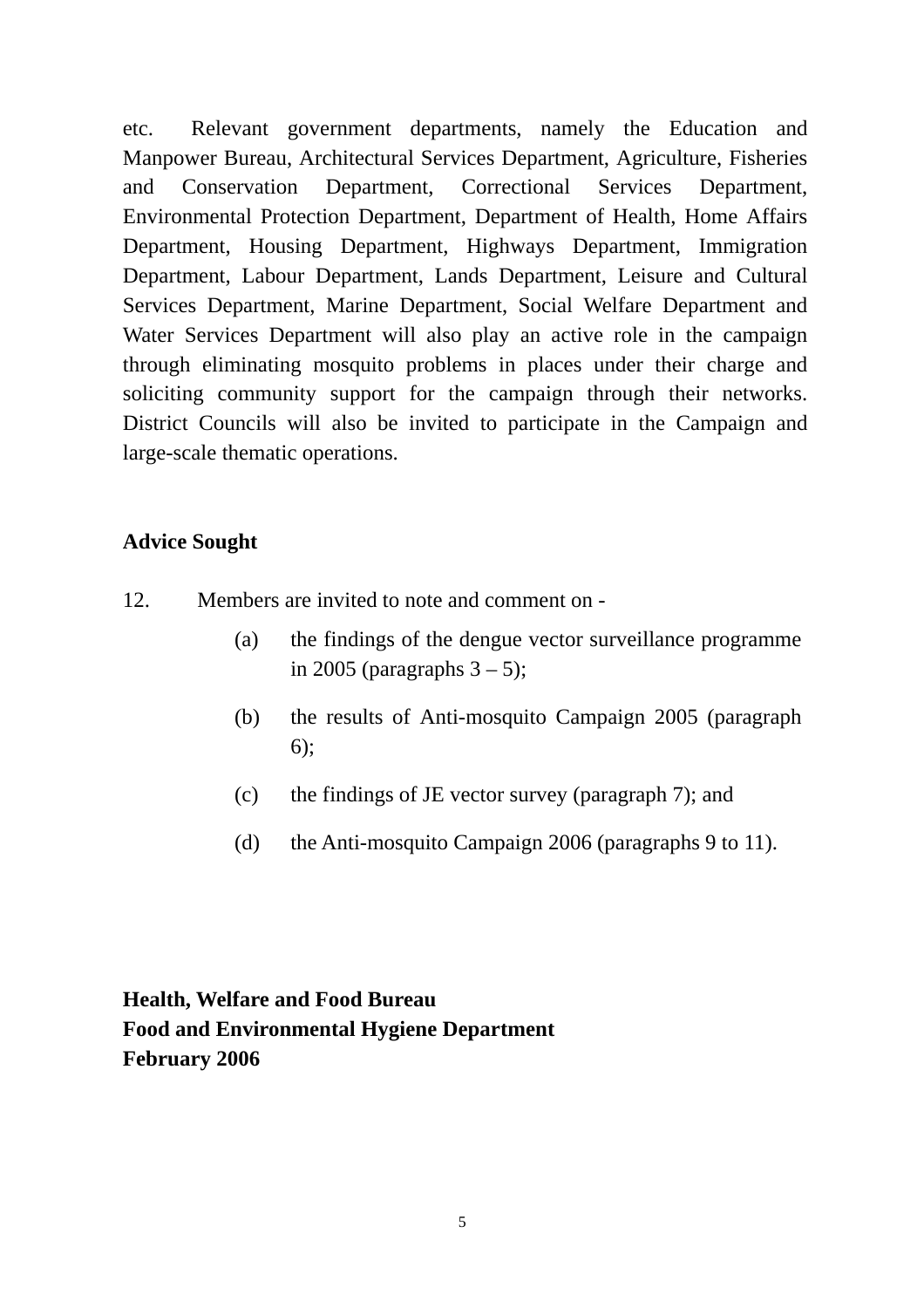etc. Relevant government departments, namely the Education and Manpower Bureau, Architectural Services Department, Agriculture, Fisheries and Conservation Department, Correctional Services Department, Environmental Protection Department, Department of Health, Home Affairs Department, Housing Department, Highways Department, Immigration Department, Labour Department, Lands Department, Leisure and Cultural Services Department, Marine Department, Social Welfare Department and Water Services Department will also play an active role in the campaign through eliminating mosquito problems in places under their charge and soliciting community support for the campaign through their networks. District Councils will also be invited to participate in the Campaign and large-scale thematic operations.

**Advice Sought**

12. Members are invited to note and comment on -

(a) the findings of the dengue vector surveillance programme in 2005 (paragraphs 3 – 5);

(b) the results of Anti-mosquito Campaign 2005 (paragraph 6);

(c) the findings of JE vector survey (paragraph 7); and

(d) the Anti-mosquito Campaign 2006 (paragraphs 9 to 11).

**Health, Welfare and Food Bureau**
**Food and Environmental Hygiene Department**
**February 2006**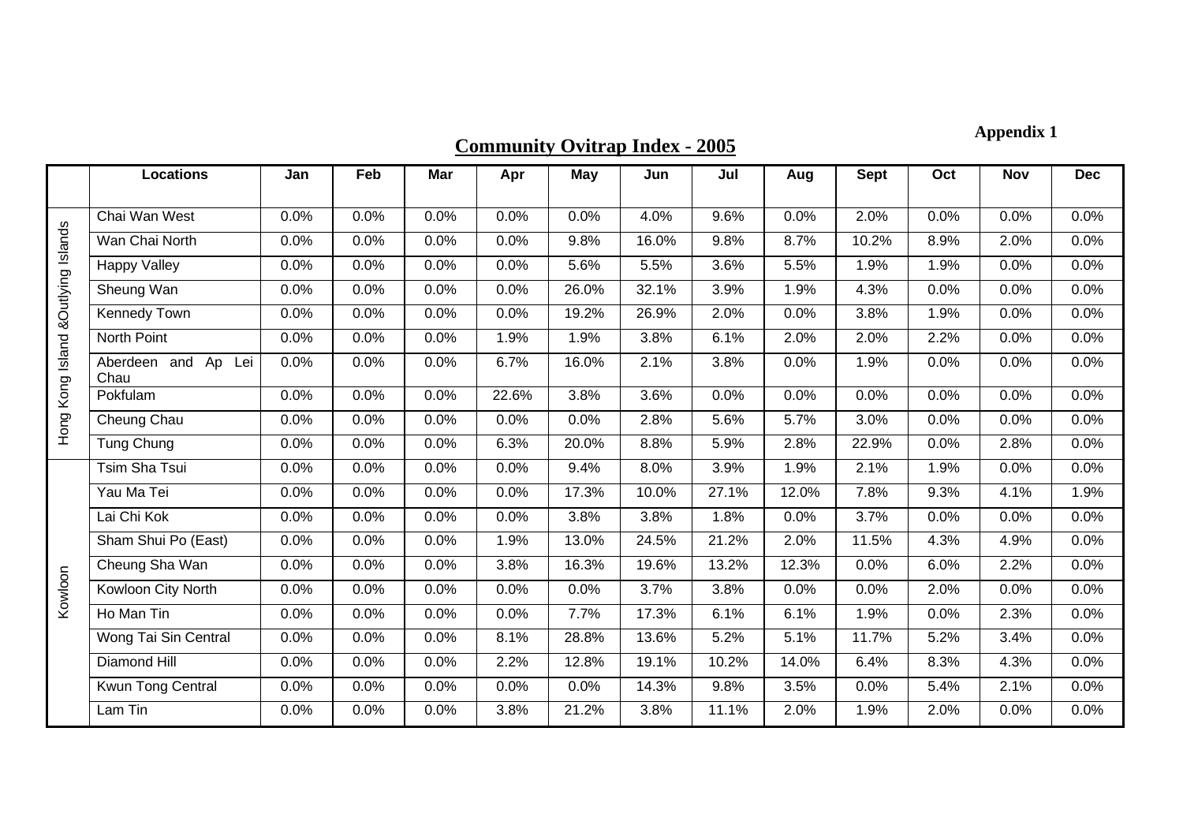**Appendix 1**

# Community Ovitrap Index - 2005

| | Locations | Jan | Feb | Mar | Apr | May | Jun | Jul | Aug | Sept | Oct | Nov | Dec |
|---|---|---|---|---|---|---|---|---|---|---|---|---|---|
| Hong Kong Island &Outlying Islands | Chai Wan West | 0.0% | 0.0% | 0.0% | 0.0% | 0.0% | 4.0% | 9.6% | 0.0% | 2.0% | 0.0% | 0.0% | 0.0% |
| | Wan Chai North | 0.0% | 0.0% | 0.0% | 0.0% | 9.8% | 16.0% | 9.8% | 8.7% | 10.2% | 8.9% | 2.0% | 0.0% |
| | Happy Valley | 0.0% | 0.0% | 0.0% | 0.0% | 5.6% | 5.5% | 3.6% | 5.5% | 1.9% | 1.9% | 0.0% | 0.0% |
| | Sheung Wan | 0.0% | 0.0% | 0.0% | 0.0% | 26.0% | 32.1% | 3.9% | 1.9% | 4.3% | 0.0% | 0.0% | 0.0% |
| | Kennedy Town | 0.0% | 0.0% | 0.0% | 0.0% | 19.2% | 26.9% | 2.0% | 0.0% | 3.8% | 1.9% | 0.0% | 0.0% |
| | North Point | 0.0% | 0.0% | 0.0% | 1.9% | 1.9% | 3.8% | 6.1% | 2.0% | 2.0% | 2.2% | 0.0% | 0.0% |
| | Aberdeen and Ap Lei Chau | 0.0% | 0.0% | 0.0% | 6.7% | 16.0% | 2.1% | 3.8% | 0.0% | 1.9% | 0.0% | 0.0% | 0.0% |
| | Pokfulam | 0.0% | 0.0% | 0.0% | 22.6% | 3.8% | 3.6% | 0.0% | 0.0% | 0.0% | 0.0% | 0.0% | 0.0% |
| | Cheung Chau | 0.0% | 0.0% | 0.0% | 0.0% | 0.0% | 2.8% | 5.6% | 5.7% | 3.0% | 0.0% | 0.0% | 0.0% |
| | Tung Chung | 0.0% | 0.0% | 0.0% | 6.3% | 20.0% | 8.8% | 5.9% | 2.8% | 22.9% | 0.0% | 2.8% | 0.0% |
| Kowloon | Tsim Sha Tsui | 0.0% | 0.0% | 0.0% | 0.0% | 9.4% | 8.0% | 3.9% | 1.9% | 2.1% | 1.9% | 0.0% | 0.0% |
| | Yau Ma Tei | 0.0% | 0.0% | 0.0% | 0.0% | 17.3% | 10.0% | 27.1% | 12.0% | 7.8% | 9.3% | 4.1% | 1.9% |
| | Lai Chi Kok | 0.0% | 0.0% | 0.0% | 0.0% | 3.8% | 3.8% | 1.8% | 0.0% | 3.7% | 0.0% | 0.0% | 0.0% |
| | Sham Shui Po (East) | 0.0% | 0.0% | 0.0% | 1.9% | 13.0% | 24.5% | 21.2% | 2.0% | 11.5% | 4.3% | 4.9% | 0.0% |
| | Cheung Sha Wan | 0.0% | 0.0% | 0.0% | 3.8% | 16.3% | 19.6% | 13.2% | 12.3% | 0.0% | 6.0% | 2.2% | 0.0% |
| | Kowloon City North | 0.0% | 0.0% | 0.0% | 0.0% | 0.0% | 3.7% | 3.8% | 0.0% | 0.0% | 2.0% | 0.0% | 0.0% |
| | Ho Man Tin | 0.0% | 0.0% | 0.0% | 0.0% | 7.7% | 17.3% | 6.1% | 6.1% | 1.9% | 0.0% | 2.3% | 0.0% |
| | Wong Tai Sin Central | 0.0% | 0.0% | 0.0% | 8.1% | 28.8% | 13.6% | 5.2% | 5.1% | 11.7% | 5.2% | 3.4% | 0.0% |
| | Diamond Hill | 0.0% | 0.0% | 0.0% | 2.2% | 12.8% | 19.1% | 10.2% | 14.0% | 6.4% | 8.3% | 4.3% | 0.0% |
| | Kwun Tong Central | 0.0% | 0.0% | 0.0% | 0.0% | 0.0% | 14.3% | 9.8% | 3.5% | 0.0% | 5.4% | 2.1% | 0.0% |
| | Lam Tin | 0.0% | 0.0% | 0.0% | 3.8% | 21.2% | 3.8% | 11.1% | 2.0% | 1.9% | 2.0% | 0.0% | 0.0% |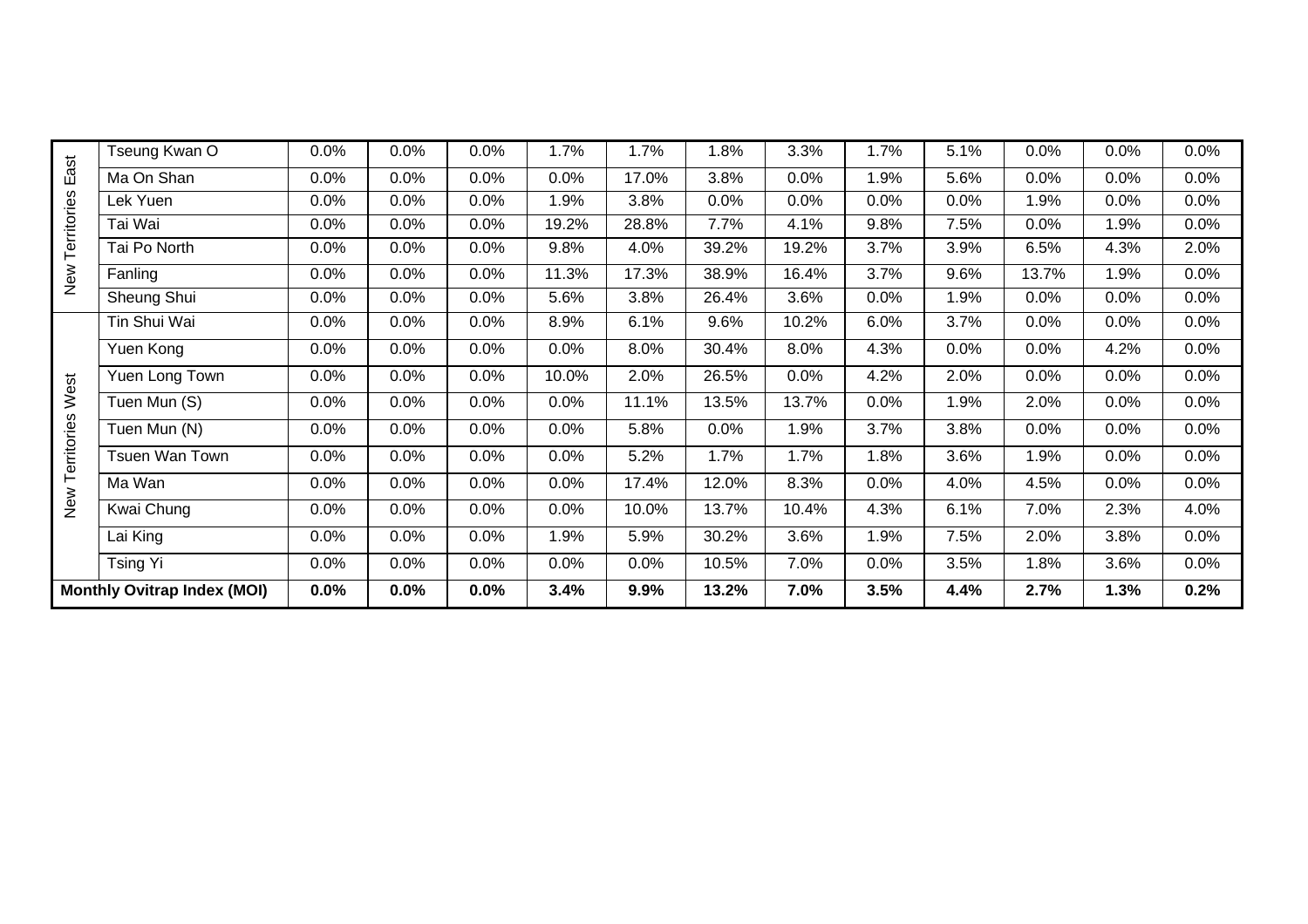| | | | | | | | | | | | | | |
|---|---|---|---|---|---|---|---|---|---|---|---|---|---|
| New Territories East | Tseung Kwan O | 0.0% | 0.0% | 0.0% | 1.7% | 1.7% | 1.8% | 3.3% | 1.7% | 5.1% | 0.0% | 0.0% | 0.0% |
| | Ma On Shan | 0.0% | 0.0% | 0.0% | 0.0% | 17.0% | 3.8% | 0.0% | 1.9% | 5.6% | 0.0% | 0.0% | 0.0% |
| | Lek Yuen | 0.0% | 0.0% | 0.0% | 1.9% | 3.8% | 0.0% | 0.0% | 0.0% | 0.0% | 1.9% | 0.0% | 0.0% |
| | Tai Wai | 0.0% | 0.0% | 0.0% | 19.2% | 28.8% | 7.7% | 4.1% | 9.8% | 7.5% | 0.0% | 1.9% | 0.0% |
| | Tai Po North | 0.0% | 0.0% | 0.0% | 9.8% | 4.0% | 39.2% | 19.2% | 3.7% | 3.9% | 6.5% | 4.3% | 2.0% |
| | Fanling | 0.0% | 0.0% | 0.0% | 11.3% | 17.3% | 38.9% | 16.4% | 3.7% | 9.6% | 13.7% | 1.9% | 0.0% |
| | Sheung Shui | 0.0% | 0.0% | 0.0% | 5.6% | 3.8% | 26.4% | 3.6% | 0.0% | 1.9% | 0.0% | 0.0% | 0.0% |
| New Territories West | Tin Shui Wai | 0.0% | 0.0% | 0.0% | 8.9% | 6.1% | 9.6% | 10.2% | 6.0% | 3.7% | 0.0% | 0.0% | 0.0% |
| | Yuen Kong | 0.0% | 0.0% | 0.0% | 0.0% | 8.0% | 30.4% | 8.0% | 4.3% | 0.0% | 0.0% | 4.2% | 0.0% |
| | Yuen Long Town | 0.0% | 0.0% | 0.0% | 10.0% | 2.0% | 26.5% | 0.0% | 4.2% | 2.0% | 0.0% | 0.0% | 0.0% |
| | Tuen Mun (S) | 0.0% | 0.0% | 0.0% | 0.0% | 11.1% | 13.5% | 13.7% | 0.0% | 1.9% | 2.0% | 0.0% | 0.0% |
| | Tuen Mun (N) | 0.0% | 0.0% | 0.0% | 0.0% | 5.8% | 0.0% | 1.9% | 3.7% | 3.8% | 0.0% | 0.0% | 0.0% |
| | Tsuen Wan Town | 0.0% | 0.0% | 0.0% | 0.0% | 5.2% | 1.7% | 1.7% | 1.8% | 3.6% | 1.9% | 0.0% | 0.0% |
| | Ma Wan | 0.0% | 0.0% | 0.0% | 0.0% | 17.4% | 12.0% | 8.3% | 0.0% | 4.0% | 4.5% | 0.0% | 0.0% |
| | Kwai Chung | 0.0% | 0.0% | 0.0% | 0.0% | 10.0% | 13.7% | 10.4% | 4.3% | 6.1% | 7.0% | 2.3% | 4.0% |
| | Lai King | 0.0% | 0.0% | 0.0% | 1.9% | 5.9% | 30.2% | 3.6% | 1.9% | 7.5% | 2.0% | 3.8% | 0.0% |
| | Tsing Yi | 0.0% | 0.0% | 0.0% | 0.0% | 0.0% | 10.5% | 7.0% | 0.0% | 3.5% | 1.8% | 3.6% | 0.0% |
| **Monthly Ovitrap Index (MOI)** | | **0.0%** | **0.0%** | **0.0%** | **3.4%** | **9.9%** | **13.2%** | **7.0%** | **3.5%** | **4.4%** | **2.7%** | **1.3%** | **0.2%** |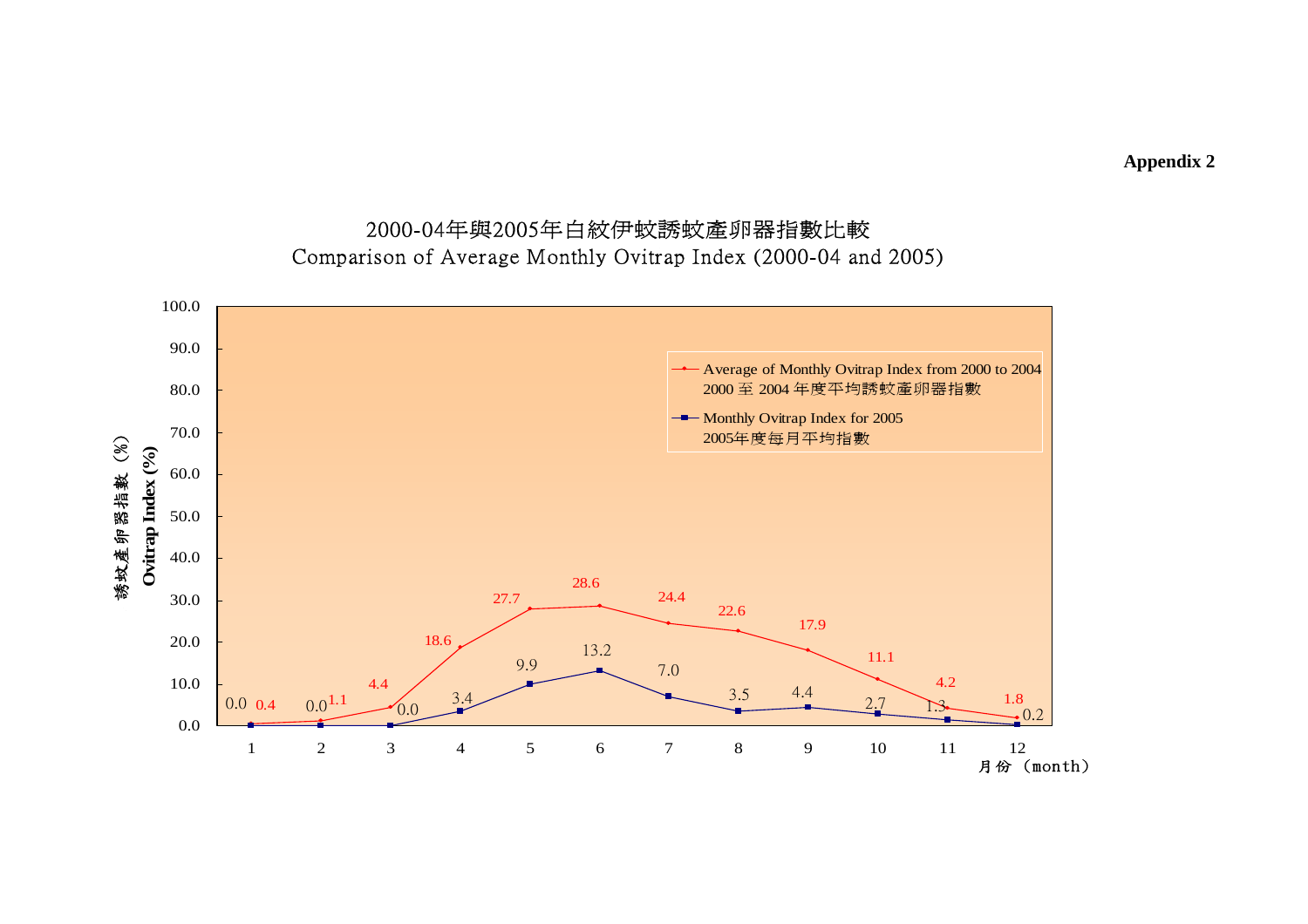**Appendix 2**

2000-04年與2005年白紋伊蚊誘蚊產卵器指數比較

Comparison of Average Monthly Ovitrap Index (2000-04 and 2005)

| 月份 (month) | Average of Monthly Ovitrap Index from 2000 to 2004 2000 至 2004 年度平均誘蚊產卵器指數 | Monthly Ovitrap Index for 2005 2005年度每月平均指數 |
|---|---|---|
| 1 | 0.4 | 0.0 |
| 2 | 1.1 | 0.0 |
| 3 | 4.4 | 0.0 |
| 4 | 18.6 | 3.4 |
| 5 | 27.7 | 9.9 |
| 6 | 28.6 | 13.2 |
| 7 | 24.4 | 7.0 |
| 8 | 22.6 | 3.5 |
| 9 | 17.9 | 4.4 |
| 10 | 11.1 | 2.7 |
| 11 | 4.2 | 1.3 |
| 12 | 1.8 | 0.2 |

誘蚊產卵器指數 (%) Ovitrap Index (%)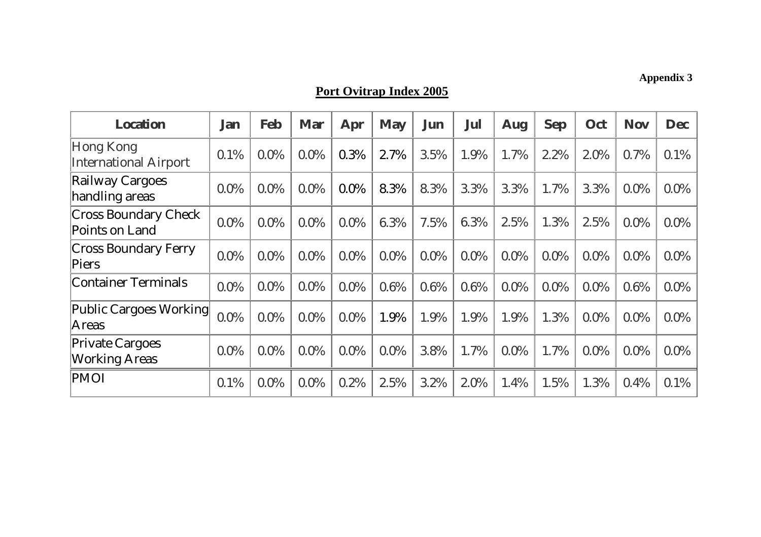**Appendix 3**

## Port Ovitrap Index 2005

| Location | Jan | Feb | Mar | Apr | May | Jun | Jul | Aug | Sep | Oct | Nov | Dec |
|---|---|---|---|---|---|---|---|---|---|---|---|---|
| Hong Kong International Airport | 0.1% | 0.0% | 0.0% | 0.3% | 2.7% | 3.5% | 1.9% | 1.7% | 2.2% | 2.0% | 0.7% | 0.1% |
| Railway Cargoes handling areas | 0.0% | 0.0% | 0.0% | 0.0% | 8.3% | 8.3% | 3.3% | 3.3% | 1.7% | 3.3% | 0.0% | 0.0% |
| Cross Boundary Check Points on Land | 0.0% | 0.0% | 0.0% | 0.0% | 6.3% | 7.5% | 6.3% | 2.5% | 1.3% | 2.5% | 0.0% | 0.0% |
| Cross Boundary Ferry Piers | 0.0% | 0.0% | 0.0% | 0.0% | 0.0% | 0.0% | 0.0% | 0.0% | 0.0% | 0.0% | 0.0% | 0.0% |
| Container Terminals | 0.0% | 0.0% | 0.0% | 0.0% | 0.6% | 0.6% | 0.6% | 0.0% | 0.0% | 0.0% | 0.6% | 0.0% |
| Public Cargoes Working Areas | 0.0% | 0.0% | 0.0% | 0.0% | 1.9% | 1.9% | 1.9% | 1.9% | 1.3% | 0.0% | 0.0% | 0.0% |
| Private Cargoes Working Areas | 0.0% | 0.0% | 0.0% | 0.0% | 0.0% | 3.8% | 1.7% | 0.0% | 1.7% | 0.0% | 0.0% | 0.0% |
| PMOI | 0.1% | 0.0% | 0.0% | 0.2% | 2.5% | 3.2% | 2.0% | 1.4% | 1.5% | 1.3% | 0.4% | 0.1% |